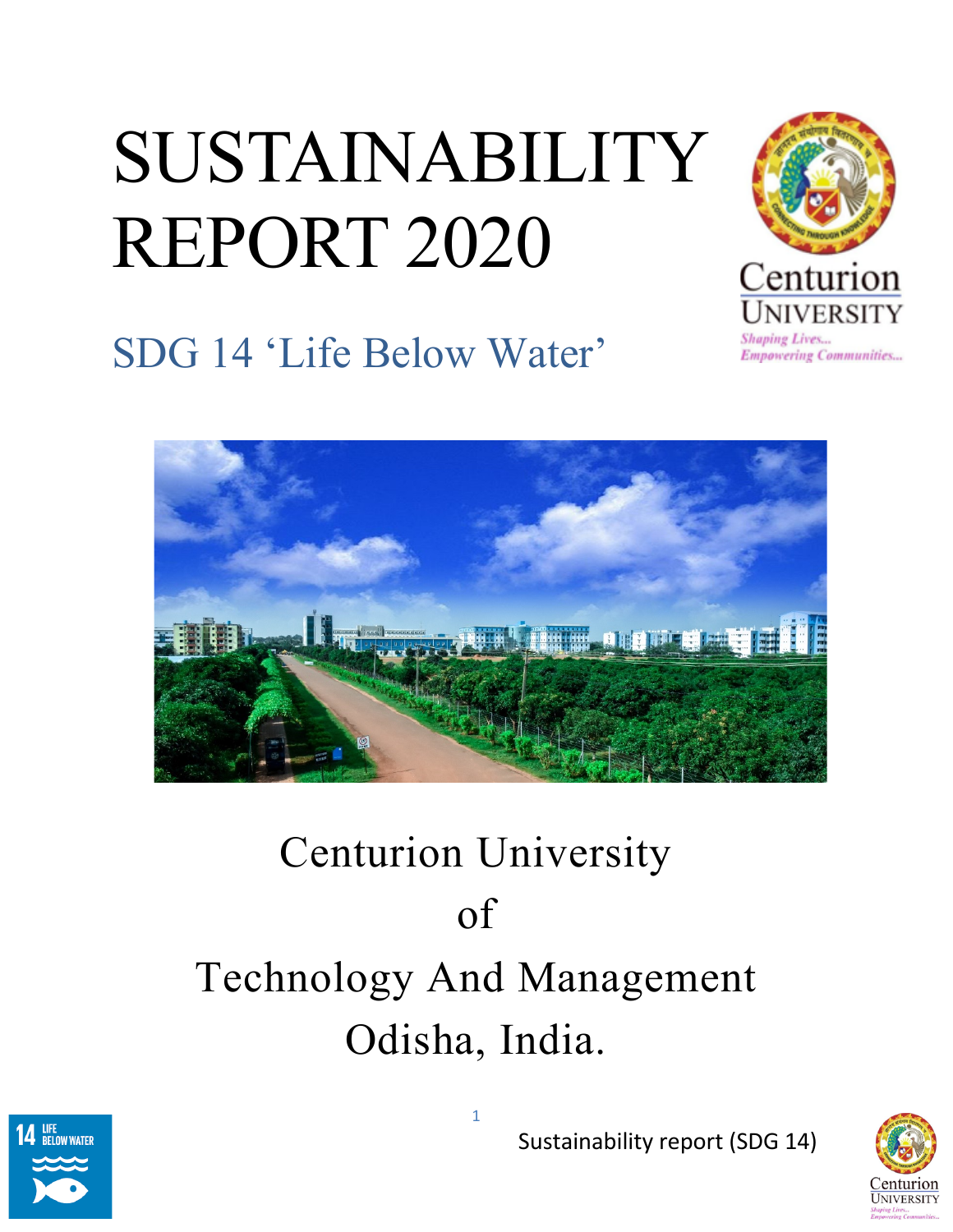# SUSTAINABILITY REPORT 2020

## SDG 14 'Life Below Water'

Centurion University

of

Technology And Management

Odisha, India.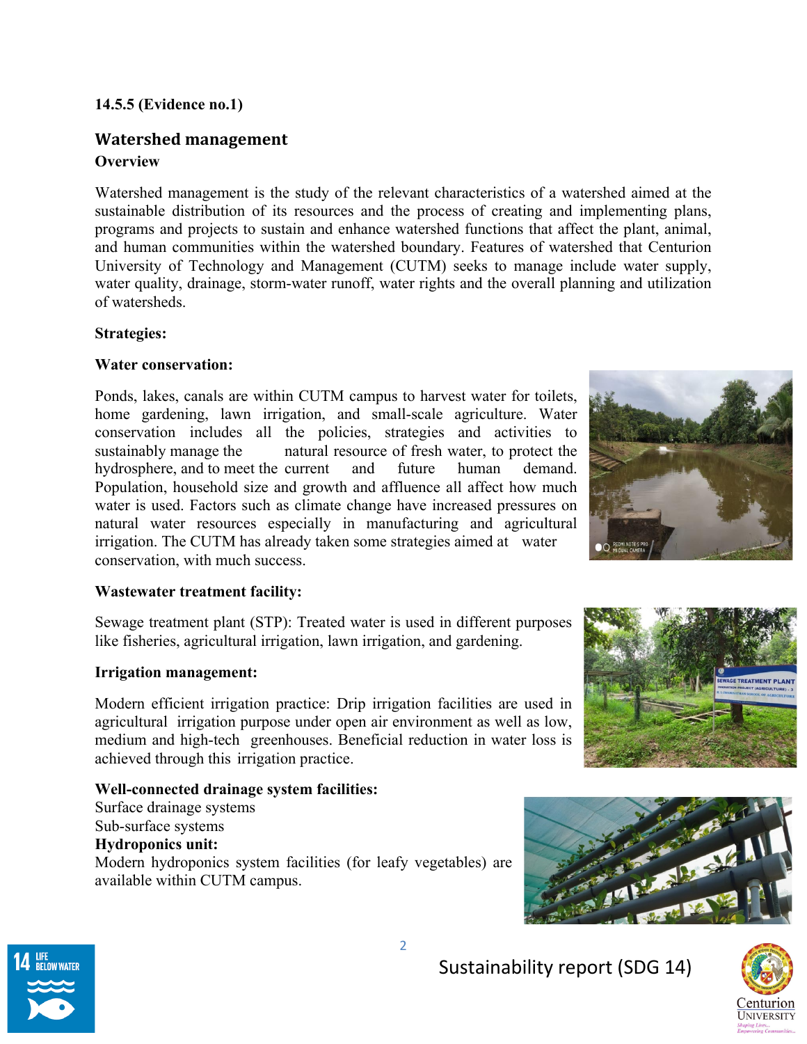**14.5.5 (Evidence no.1)**

## Watershed management

### Overview

Watershed management is the study of the relevant characteristics of a watershed aimed at the sustainable distribution of its resources and the process of creating and implementing plans, programs and projects to sustain and enhance watershed functions that affect the plant, animal, and human communities within the watershed boundary. Features of watershed that Centurion University of Technology and Management (CUTM) seeks to manage include water supply, water quality, drainage, storm-water runoff, water rights and the overall planning and utilization of watersheds.

**Strategies:**

**Water conservation:**

Ponds, lakes, canals are within CUTM campus to harvest water for toilets, home gardening, lawn irrigation, and small-scale agriculture. Water conservation includes all the policies, strategies and activities to sustainably manage the natural resource of fresh water, to protect the hydrosphere, and to meet the current and future human demand. Population, household size and growth and affluence all affect how much water is used. Factors such as climate change have increased pressures on natural water resources especially in manufacturing and agricultural irrigation. The CUTM has already taken some strategies aimed at water conservation, with much success.

**Wastewater treatment facility:**

Sewage treatment plant (STP): Treated water is used in different purposes like fisheries, agricultural irrigation, lawn irrigation, and gardening.

**Irrigation management:**

Modern efficient irrigation practice: Drip irrigation facilities are used in agricultural irrigation purpose under open air environment as well as low, medium and high-tech greenhouses. Beneficial reduction in water loss is achieved through this irrigation practice.

**Well-connected drainage system facilities:**

Surface drainage systems

Sub-surface systems

**Hydroponics unit:**

Modern hydroponics system facilities (for leafy vegetables) are available within CUTM campus.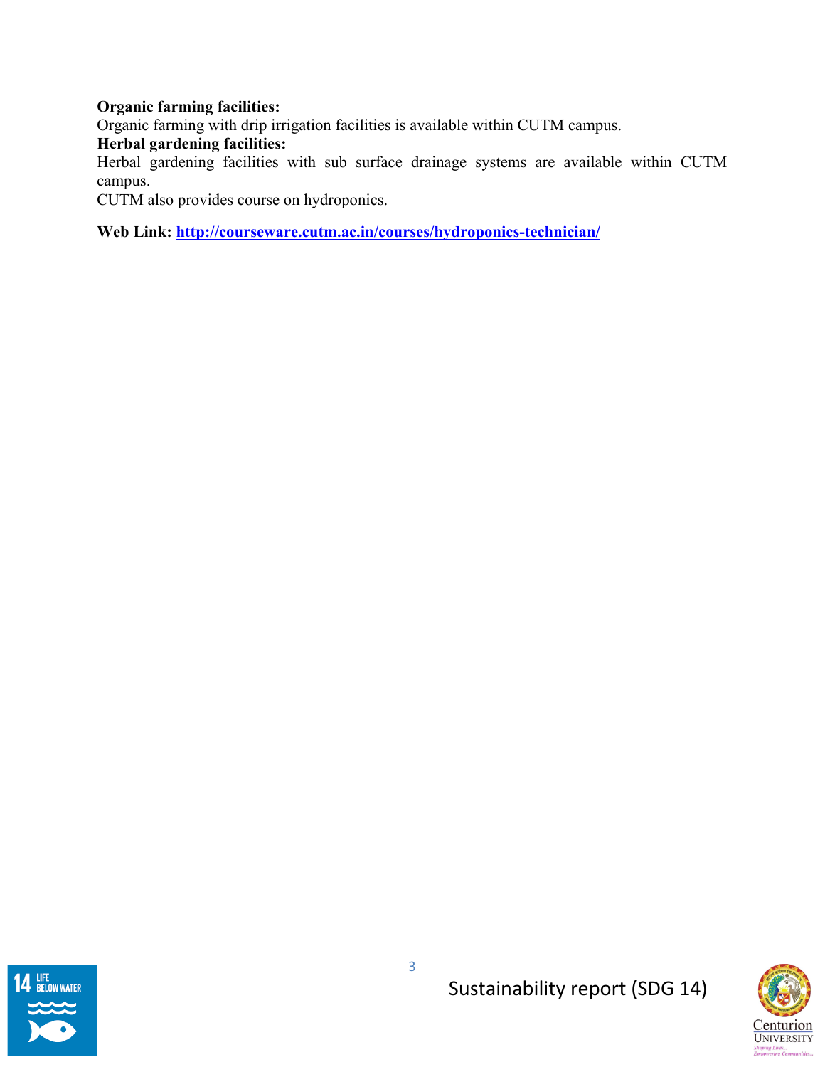**Organic farming facilities:**

Organic farming with drip irrigation facilities is available within CUTM campus.

**Herbal gardening facilities:**

Herbal gardening facilities with sub surface drainage systems are available within CUTM campus.

CUTM also provides course on hydroponics.

**Web Link:** http://courseware.cutm.ac.in/courses/hydroponics-technician/